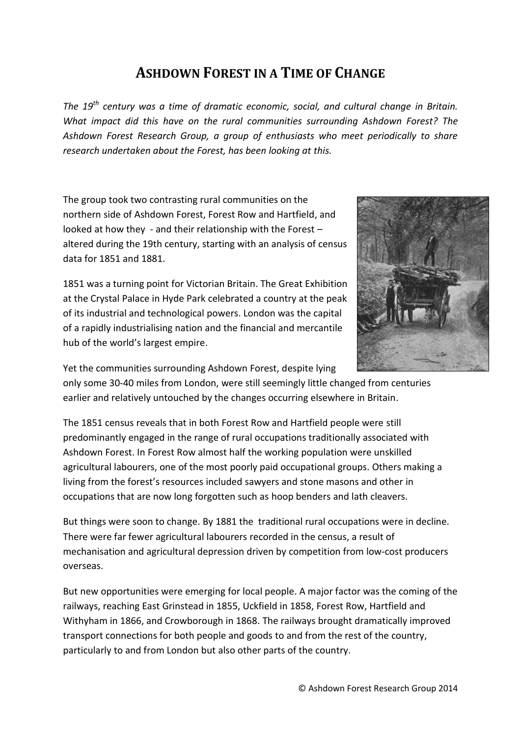# ASHDOWN FOREST IN A TIME OF CHANGE

*The 19th century was a time of dramatic economic, social, and cultural change in Britain. What impact did this have on the rural communities surrounding Ashdown Forest? The Ashdown Forest Research Group, a group of enthusiasts who meet periodically to share research undertaken about the Forest, has been looking at this.*

The group took two contrasting rural communities on the northern side of Ashdown Forest, Forest Row and Hartfield, and looked at how they - and their relationship with the Forest – altered during the 19th century, starting with an analysis of census data for 1851 and 1881.

1851 was a turning point for Victorian Britain. The Great Exhibition at the Crystal Palace in Hyde Park celebrated a country at the peak of its industrial and technological powers. London was the capital of a rapidly industrialising nation and the financial and mercantile hub of the world's largest empire.

Yet the communities surrounding Ashdown Forest, despite lying only some 30-40 miles from London, were still seemingly little changed from centuries earlier and relatively untouched by the changes occurring elsewhere in Britain.

The 1851 census reveals that in both Forest Row and Hartfield people were still predominantly engaged in the range of rural occupations traditionally associated with Ashdown Forest. In Forest Row almost half the working population were unskilled agricultural labourers, one of the most poorly paid occupational groups. Others making a living from the forest's resources included sawyers and stone masons and other in occupations that are now long forgotten such as hoop benders and lath cleavers.

But things were soon to change. By 1881 the traditional rural occupations were in decline. There were far fewer agricultural labourers recorded in the census, a result of mechanisation and agricultural depression driven by competition from low-cost producers overseas.

But new opportunities were emerging for local people. A major factor was the coming of the railways, reaching East Grinstead in 1855, Uckfield in 1858, Forest Row, Hartfield and Withyham in 1866, and Crowborough in 1868. The railways brought dramatically improved transport connections for both people and goods to and from the rest of the country, particularly to and from London but also other parts of the country.

© Ashdown Forest Research Group 2014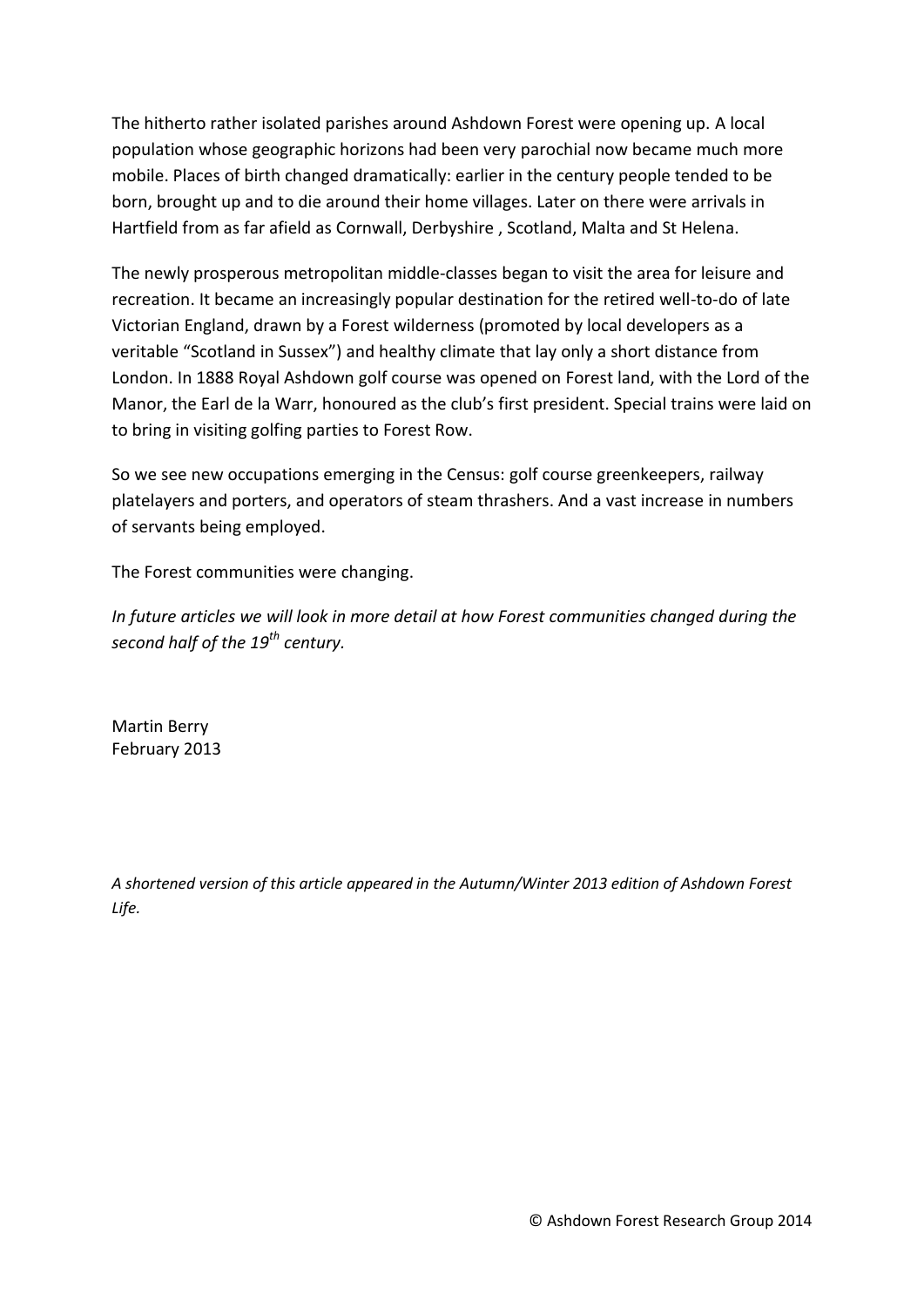The hitherto rather isolated parishes around Ashdown Forest were opening up. A local population whose geographic horizons had been very parochial now became much more mobile. Places of birth changed dramatically: earlier in the century people tended to be born, brought up and to die around their home villages. Later on there were arrivals in Hartfield from as far afield as Cornwall, Derbyshire , Scotland, Malta and St Helena.

The newly prosperous metropolitan middle-classes began to visit the area for leisure and recreation. It became an increasingly popular destination for the retired well-to-do of late Victorian England, drawn by a Forest wilderness (promoted by local developers as a veritable "Scotland in Sussex") and healthy climate that lay only a short distance from London. In 1888 Royal Ashdown golf course was opened on Forest land, with the Lord of the Manor, the Earl de la Warr, honoured as the club's first president. Special trains were laid on to bring in visiting golfing parties to Forest Row.

So we see new occupations emerging in the Census: golf course greenkeepers, railway platelayers and porters, and operators of steam thrashers. And a vast increase in numbers of servants being employed.

The Forest communities were changing.

*In future articles we will look in more detail at how Forest communities changed during the second half of the 19th century.*

Martin Berry
February 2013

*A shortened version of this article appeared in the Autumn/Winter 2013 edition of Ashdown Forest Life.*

© Ashdown Forest Research Group 2014